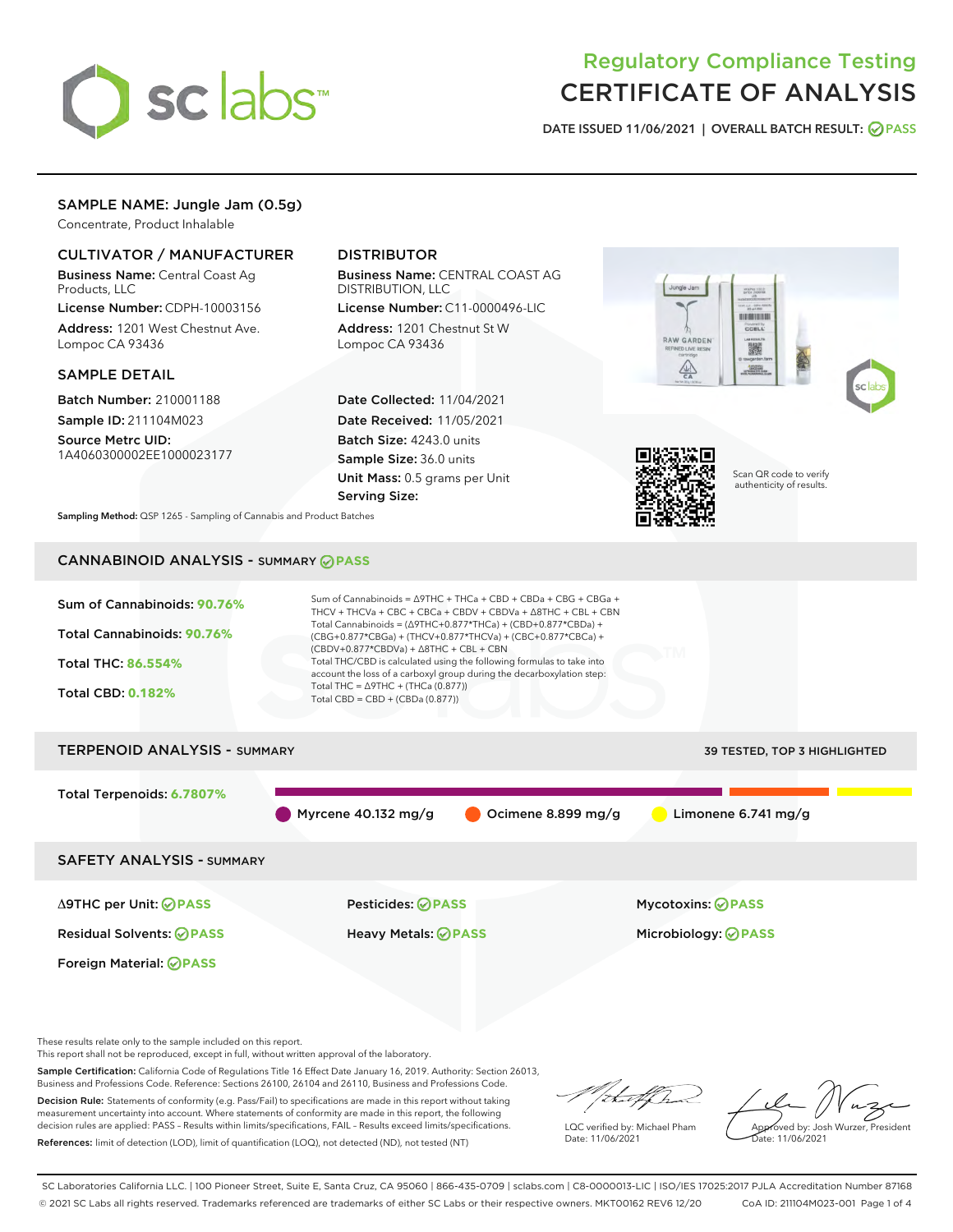# Regulatory Compliance Testing
# CERTIFICATE OF ANALYSIS

DATE ISSUED 11/06/2021 | OVERALL BATCH RESULT: PASS

## SAMPLE NAME: Jungle Jam (0.5g)

Concentrate, Product Inhalable

### CULTIVATOR / MANUFACTURER

**Business Name:** Central Coast Ag Products, LLC

**License Number:** CDPH-10003156

**Address:** 1201 West Chestnut Ave. Lompoc CA 93436

### DISTRIBUTOR

**Business Name:** CENTRAL COAST AG DISTRIBUTION, LLC

**License Number:** C11-0000496-LIC

**Address:** 1201 Chestnut St W Lompoc CA 93436

### SAMPLE DETAIL

**Batch Number:** 210001188

**Sample ID:** 211104M023

**Source Metrc UID:** 1A4060300002EE1000023177

**Date Collected:** 11/04/2021

**Date Received:** 11/05/2021

**Batch Size:** 4243.0 units

**Sample Size:** 36.0 units

**Unit Mass:** 0.5 grams per Unit

**Serving Size:**

Scan QR code to verify authenticity of results.

**Sampling Method:** QSP 1265 - Sampling of Cannabis and Product Batches

## CANNABINOID ANALYSIS - SUMMARY PASS

Sum of Cannabinoids: **90.76%**

Total Cannabinoids: **90.76%**

Total THC: **86.554%**

Total CBD: **0.182%**

Sum of Cannabinoids = Δ9THC + THCa + CBD + CBDa + CBG + CBGa + THCV + THCVa + CBC + CBCa + CBDV + CBDVa + Δ8THC + CBL + CBN

Total Cannabinoids = (Δ9THC+0.877*THCa) + (CBD+0.877*CBDa) + (CBG+0.877*CBGa) + (THCV+0.877*THCVa) + (CBC+0.877*CBCa) + (CBDV+0.877*CBDVa) + Δ8THC + CBL + CBN

Total THC/CBD is calculated using the following formulas to take into account the loss of a carboxyl group during the decarboxylation step:

Total THC = Δ9THC + (THCa (0.877))

Total CBD = CBD + (CBDa (0.877))

## TERPENOID ANALYSIS - SUMMARY

39 TESTED, TOP 3 HIGHLIGHTED

Total Terpenoids: **6.7807%**

Myrcene 40.132 mg/g | Ocimene 8.899 mg/g | Limonene 6.741 mg/g

## SAFETY ANALYSIS - SUMMARY

| | | |
|---|---|---|
| Δ9THC per Unit: PASS | Pesticides: PASS | Mycotoxins: PASS |
| Residual Solvents: PASS | Heavy Metals: PASS | Microbiology: PASS |
| Foreign Material: PASS | | |

These results relate only to the sample included on this report.
This report shall not be reproduced, except in full, without written approval of the laboratory.

**Sample Certification:** California Code of Regulations Title 16 Effect Date January 16, 2019. Authority: Section 26013, Business and Professions Code. Reference: Sections 26100, 26104 and 26110, Business and Professions Code.

**Decision Rule:** Statements of conformity (e.g. Pass/Fail) to specifications are made in this report without taking measurement uncertainty into account. Where statements of conformity are made in this report, the following decision rules are applied: PASS - Results within limits/specifications, FAIL - Results exceed limits/specifications.

**References:** limit of detection (LOD), limit of quantification (LOQ), not detected (ND), not tested (NT)

LQC verified by: Michael Pham
Date: 11/06/2021

Approved by: Josh Wurzer, President
Date: 11/06/2021

SC Laboratories California LLC. | 100 Pioneer Street, Suite E, Santa Cruz, CA 95060 | 866-435-0709 | sclabs.com | C8-0000013-LIC | ISO/IES 17025:2017 PJLA Accreditation Number 87168
© 2021 SC Labs all rights reserved. Trademarks referenced are trademarks of either SC Labs or their respective owners. MKT00162 REV6 12/20 CoA ID: 211104M023-001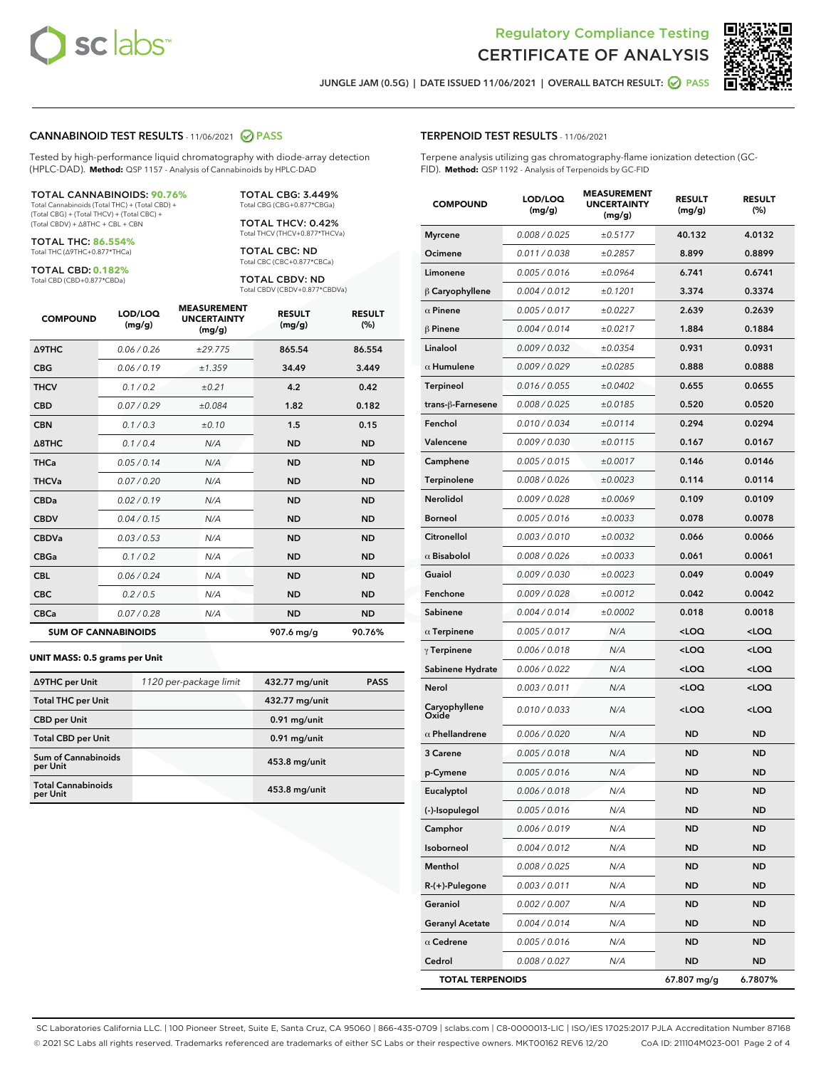Regulatory Compliance Testing
# CERTIFICATE OF ANALYSIS

JUNGLE JAM (0.5G) | DATE ISSUED 11/06/2021 | OVERALL BATCH RESULT: PASS

## CANNABINOID TEST RESULTS - 11/06/2021 PASS

Tested by high-performance liquid chromatography with diode-array detection (HPLC-DAD). **Method:** QSP 1157 - Analysis of Cannabinoids by HPLC-DAD

**TOTAL CANNABINOIDS: 90.76%**
Total Cannabinoids (Total THC) + (Total CBD) + (Total CBG) + (Total THCV) + (Total CBC) + (Total CBDV) + Δ8THC + CBL + CBN

**TOTAL THC: 86.554%**
Total THC (Δ9THC+0.877*THCa)

**TOTAL CBD: 0.182%**
Total CBD (CBD+0.877*CBDa)

**TOTAL CBG: 3.449%**
Total CBG (CBG+0.877*CBGa)

**TOTAL THCV: 0.42%**
Total THCV (THCV+0.877*THCVa)

**TOTAL CBC: ND**
Total CBC (CBC+0.877*CBCa)

**TOTAL CBDV: ND**
Total CBDV (CBDV+0.877*CBDVa)

| COMPOUND | LOD/LOQ (mg/g) | MEASUREMENT UNCERTAINTY (mg/g) | RESULT (mg/g) | RESULT (%) |
|---|---|---|---|---|
| Δ9THC | 0.06 / 0.26 | ±29.775 | 865.54 | 86.554 |
| CBG | 0.06 / 0.19 | ±1.359 | 34.49 | 3.449 |
| THCV | 0.1 / 0.2 | ±0.21 | 4.2 | 0.42 |
| CBD | 0.07 / 0.29 | ±0.084 | 1.82 | 0.182 |
| CBN | 0.1 / 0.3 | ±0.10 | 1.5 | 0.15 |
| Δ8THC | 0.1 / 0.4 | N/A | ND | ND |
| THCa | 0.05 / 0.14 | N/A | ND | ND |
| THCVa | 0.07 / 0.20 | N/A | ND | ND |
| CBDa | 0.02 / 0.19 | N/A | ND | ND |
| CBDV | 0.04 / 0.15 | N/A | ND | ND |
| CBDVa | 0.03 / 0.53 | N/A | ND | ND |
| CBGa | 0.1 / 0.2 | N/A | ND | ND |
| CBL | 0.06 / 0.24 | N/A | ND | ND |
| CBC | 0.2 / 0.5 | N/A | ND | ND |
| CBCa | 0.07 / 0.28 | N/A | ND | ND |
| **SUM OF CANNABINOIDS** | | | **907.6 mg/g** | **90.76%** |

**UNIT MASS: 0.5 grams per Unit**

| Δ9THC per Unit | 1120 per-package limit | 432.77 mg/unit | PASS |
|---|---|---|---|
| Total THC per Unit | | 432.77 mg/unit | |
| CBD per Unit | | 0.91 mg/unit | |
| Total CBD per Unit | | 0.91 mg/unit | |
| Sum of Cannabinoids per Unit | | 453.8 mg/unit | |
| Total Cannabinoids per Unit | | 453.8 mg/unit | |

## TERPENOID TEST RESULTS - 11/06/2021

Terpene analysis utilizing gas chromatography-flame ionization detection (GC-FID). **Method:** QSP 1192 - Analysis of Terpenoids by GC-FID

| COMPOUND | LOD/LOQ (mg/g) | MEASUREMENT UNCERTAINTY (mg/g) | RESULT (mg/g) | RESULT (%) |
|---|---|---|---|---|
| Myrcene | 0.008 / 0.025 | ±0.5177 | 40.132 | 4.0132 |
| Ocimene | 0.011 / 0.038 | ±0.2857 | 8.899 | 0.8899 |
| Limonene | 0.005 / 0.016 | ±0.0964 | 6.741 | 0.6741 |
| β Caryophyllene | 0.004 / 0.012 | ±0.1201 | 3.374 | 0.3374 |
| α Pinene | 0.005 / 0.017 | ±0.0227 | 2.639 | 0.2639 |
| β Pinene | 0.004 / 0.014 | ±0.0217 | 1.884 | 0.1884 |
| Linalool | 0.009 / 0.032 | ±0.0354 | 0.931 | 0.0931 |
| α Humulene | 0.009 / 0.029 | ±0.0285 | 0.888 | 0.0888 |
| Terpineol | 0.016 / 0.055 | ±0.0402 | 0.655 | 0.0655 |
| trans-β-Farnesene | 0.008 / 0.025 | ±0.0185 | 0.520 | 0.0520 |
| Fenchol | 0.010 / 0.034 | ±0.0114 | 0.294 | 0.0294 |
| Valencene | 0.009 / 0.030 | ±0.0115 | 0.167 | 0.0167 |
| Camphene | 0.005 / 0.015 | ±0.0017 | 0.146 | 0.0146 |
| Terpinolene | 0.008 / 0.026 | ±0.0023 | 0.114 | 0.0114 |
| Nerolidol | 0.009 / 0.028 | ±0.0069 | 0.109 | 0.0109 |
| Borneol | 0.005 / 0.016 | ±0.0033 | 0.078 | 0.0078 |
| Citronellol | 0.003 / 0.010 | ±0.0032 | 0.066 | 0.0066 |
| α Bisabolol | 0.008 / 0.026 | ±0.0033 | 0.061 | 0.0061 |
| Guaiol | 0.009 / 0.030 | ±0.0023 | 0.049 | 0.0049 |
| Fenchone | 0.009 / 0.028 | ±0.0012 | 0.042 | 0.0042 |
| Sabinene | 0.004 / 0.014 | ±0.0002 | 0.018 | 0.0018 |
| α Terpinene | 0.005 / 0.017 | N/A | <LOQ | <LOQ |
| γ Terpinene | 0.006 / 0.018 | N/A | <LOQ | <LOQ |
| Sabinene Hydrate | 0.006 / 0.022 | N/A | <LOQ | <LOQ |
| Nerol | 0.003 / 0.011 | N/A | <LOQ | <LOQ |
| Caryophyllene Oxide | 0.010 / 0.033 | N/A | <LOQ | <LOQ |
| α Phellandrene | 0.006 / 0.020 | N/A | ND | ND |
| 3 Carene | 0.005 / 0.018 | N/A | ND | ND |
| p-Cymene | 0.005 / 0.016 | N/A | ND | ND |
| Eucalyptol | 0.006 / 0.018 | N/A | ND | ND |
| (-)-Isopulegol | 0.005 / 0.016 | N/A | ND | ND |
| Camphor | 0.006 / 0.019 | N/A | ND | ND |
| Isoborneol | 0.004 / 0.012 | N/A | ND | ND |
| Menthol | 0.008 / 0.025 | N/A | ND | ND |
| R-(+)-Pulegone | 0.003 / 0.011 | N/A | ND | ND |
| Geraniol | 0.002 / 0.007 | N/A | ND | ND |
| Geranyl Acetate | 0.004 / 0.014 | N/A | ND | ND |
| α Cedrene | 0.005 / 0.016 | N/A | ND | ND |
| Cedrol | 0.008 / 0.027 | N/A | ND | ND |
| **TOTAL TERPENOIDS** | | | **67.807 mg/g** | **6.7807%** |

SC Laboratories California LLC. | 100 Pioneer Street, Suite E, Santa Cruz, CA 95060 | 866-435-0709 | sclabs.com | C8-0000013-LIC | ISO/IES 17025:2017 PJLA Accreditation Number 87168
© 2021 SC Labs all rights reserved. Trademarks referenced are trademarks of either SC Labs or their respective owners. MKT00162 REV6 12/20 CoA ID: 211104M023-001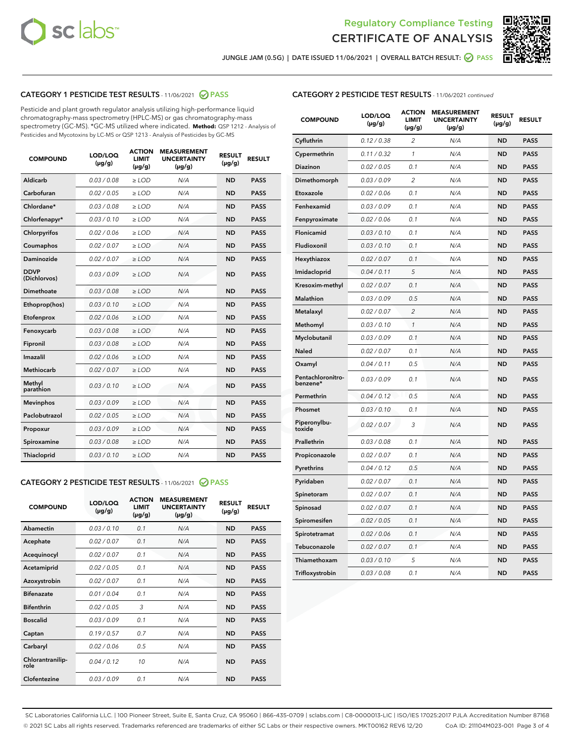Regulatory Compliance Testing

CERTIFICATE OF ANALYSIS

JUNGLE JAM (0.5G) | DATE ISSUED 11/06/2021 | OVERALL BATCH RESULT: PASS

## CATEGORY 1 PESTICIDE TEST RESULTS - 11/06/2021 PASS

Pesticide and plant growth regulator analysis utilizing high-performance liquid chromatography-mass spectrometry (HPLC-MS) or gas chromatography-mass spectrometry (GC-MS). *GC-MS utilized where indicated. **Method:** QSP 1212 - Analysis of Pesticides and Mycotoxins by LC-MS or QSP 1213 - Analysis of Pesticides by GC-MS

| COMPOUND | LOD/LOQ (µg/g) | ACTION LIMIT (µg/g) | MEASUREMENT UNCERTAINTY (µg/g) | RESULT (µg/g) | RESULT |
|---|---|---|---|---|---|
| Aldicarb | 0.03 / 0.08 | ≥ LOD | N/A | ND | PASS |
| Carbofuran | 0.02 / 0.05 | ≥ LOD | N/A | ND | PASS |
| Chlordane* | 0.03 / 0.08 | ≥ LOD | N/A | ND | PASS |
| Chlorfenapyr* | 0.03 / 0.10 | ≥ LOD | N/A | ND | PASS |
| Chlorpyrifos | 0.02 / 0.06 | ≥ LOD | N/A | ND | PASS |
| Coumaphos | 0.02 / 0.07 | ≥ LOD | N/A | ND | PASS |
| Daminozide | 0.02 / 0.07 | ≥ LOD | N/A | ND | PASS |
| DDVP (Dichlorvos) | 0.03 / 0.09 | ≥ LOD | N/A | ND | PASS |
| Dimethoate | 0.03 / 0.08 | ≥ LOD | N/A | ND | PASS |
| Ethoprop(hos) | 0.03 / 0.10 | ≥ LOD | N/A | ND | PASS |
| Etofenprox | 0.02 / 0.06 | ≥ LOD | N/A | ND | PASS |
| Fenoxycarb | 0.03 / 0.08 | ≥ LOD | N/A | ND | PASS |
| Fipronil | 0.03 / 0.08 | ≥ LOD | N/A | ND | PASS |
| Imazalil | 0.02 / 0.06 | ≥ LOD | N/A | ND | PASS |
| Methiocarb | 0.02 / 0.07 | ≥ LOD | N/A | ND | PASS |
| Methyl parathion | 0.03 / 0.10 | ≥ LOD | N/A | ND | PASS |
| Mevinphos | 0.03 / 0.09 | ≥ LOD | N/A | ND | PASS |
| Paclobutrazol | 0.02 / 0.05 | ≥ LOD | N/A | ND | PASS |
| Propoxur | 0.03 / 0.09 | ≥ LOD | N/A | ND | PASS |
| Spiroxamine | 0.03 / 0.08 | ≥ LOD | N/A | ND | PASS |
| Thiacloprid | 0.03 / 0.10 | ≥ LOD | N/A | ND | PASS |

## CATEGORY 2 PESTICIDE TEST RESULTS - 11/06/2021 PASS

| COMPOUND | LOD/LOQ (µg/g) | ACTION LIMIT (µg/g) | MEASUREMENT UNCERTAINTY (µg/g) | RESULT (µg/g) | RESULT |
|---|---|---|---|---|---|
| Abamectin | 0.03 / 0.10 | 0.1 | N/A | ND | PASS |
| Acephate | 0.02 / 0.07 | 0.1 | N/A | ND | PASS |
| Acequinocyl | 0.02 / 0.07 | 0.1 | N/A | ND | PASS |
| Acetamiprid | 0.02 / 0.05 | 0.1 | N/A | ND | PASS |
| Azoxystrobin | 0.02 / 0.07 | 0.1 | N/A | ND | PASS |
| Bifenazate | 0.01 / 0.04 | 0.1 | N/A | ND | PASS |
| Bifenthrin | 0.02 / 0.05 | 3 | N/A | ND | PASS |
| Boscalid | 0.03 / 0.09 | 0.1 | N/A | ND | PASS |
| Captan | 0.19 / 0.57 | 0.7 | N/A | ND | PASS |
| Carbaryl | 0.02 / 0.06 | 0.5 | N/A | ND | PASS |
| Chlorantraniliprole | 0.04 / 0.12 | 10 | N/A | ND | PASS |
| Clofentezine | 0.03 / 0.09 | 0.1 | N/A | ND | PASS |
| Cyfluthrin | 0.12 / 0.38 | 2 | N/A | ND | PASS |
| Cypermethrin | 0.11 / 0.32 | 1 | N/A | ND | PASS |
| Diazinon | 0.02 / 0.05 | 0.1 | N/A | ND | PASS |
| Dimethomorph | 0.03 / 0.09 | 2 | N/A | ND | PASS |
| Etoxazole | 0.02 / 0.06 | 0.1 | N/A | ND | PASS |
| Fenhexamid | 0.03 / 0.09 | 0.1 | N/A | ND | PASS |
| Fenpyroximate | 0.02 / 0.06 | 0.1 | N/A | ND | PASS |
| Flonicamid | 0.03 / 0.10 | 0.1 | N/A | ND | PASS |
| Fludioxonil | 0.03 / 0.10 | 0.1 | N/A | ND | PASS |
| Hexythiazox | 0.02 / 0.07 | 0.1 | N/A | ND | PASS |
| Imidacloprid | 0.04 / 0.11 | 5 | N/A | ND | PASS |
| Kresoxim-methyl | 0.02 / 0.07 | 0.1 | N/A | ND | PASS |
| Malathion | 0.03 / 0.09 | 0.5 | N/A | ND | PASS |
| Metalaxyl | 0.02 / 0.07 | 2 | N/A | ND | PASS |
| Methomyl | 0.03 / 0.10 | 1 | N/A | ND | PASS |
| Myclobutanil | 0.03 / 0.09 | 0.1 | N/A | ND | PASS |
| Naled | 0.02 / 0.07 | 0.1 | N/A | ND | PASS |
| Oxamyl | 0.04 / 0.11 | 0.5 | N/A | ND | PASS |
| Pentachloronitrobenzene* | 0.03 / 0.09 | 0.1 | N/A | ND | PASS |
| Permethrin | 0.04 / 0.12 | 0.5 | N/A | ND | PASS |
| Phosmet | 0.03 / 0.10 | 0.1 | N/A | ND | PASS |
| Piperonylbutoxide | 0.02 / 0.07 | 3 | N/A | ND | PASS |
| Prallethrin | 0.03 / 0.08 | 0.1 | N/A | ND | PASS |
| Propiconazole | 0.02 / 0.07 | 0.1 | N/A | ND | PASS |
| Pyrethrins | 0.04 / 0.12 | 0.5 | N/A | ND | PASS |
| Pyridaben | 0.02 / 0.07 | 0.1 | N/A | ND | PASS |
| Spinetoram | 0.02 / 0.07 | 0.1 | N/A | ND | PASS |
| Spinosad | 0.02 / 0.07 | 0.1 | N/A | ND | PASS |
| Spiromesifen | 0.02 / 0.05 | 0.1 | N/A | ND | PASS |
| Spirotetramat | 0.02 / 0.06 | 0.1 | N/A | ND | PASS |
| Tebuconazole | 0.02 / 0.07 | 0.1 | N/A | ND | PASS |
| Thiamethoxam | 0.03 / 0.10 | 5 | N/A | ND | PASS |
| Trifloxystrobin | 0.03 / 0.08 | 0.1 | N/A | ND | PASS |

SC Laboratories California LLC. | 100 Pioneer Street, Suite E, Santa Cruz, CA 95060 | 866-435-0709 | sclabs.com | C8-0000013-LIC | ISO/IES 17025:2017 PJLA Accreditation Number 87168
© 2021 SC Labs all rights reserved. Trademarks referenced are trademarks of either SC Labs or their respective owners. MKT00162 REV6 12/20 CoA ID: 211104M023-001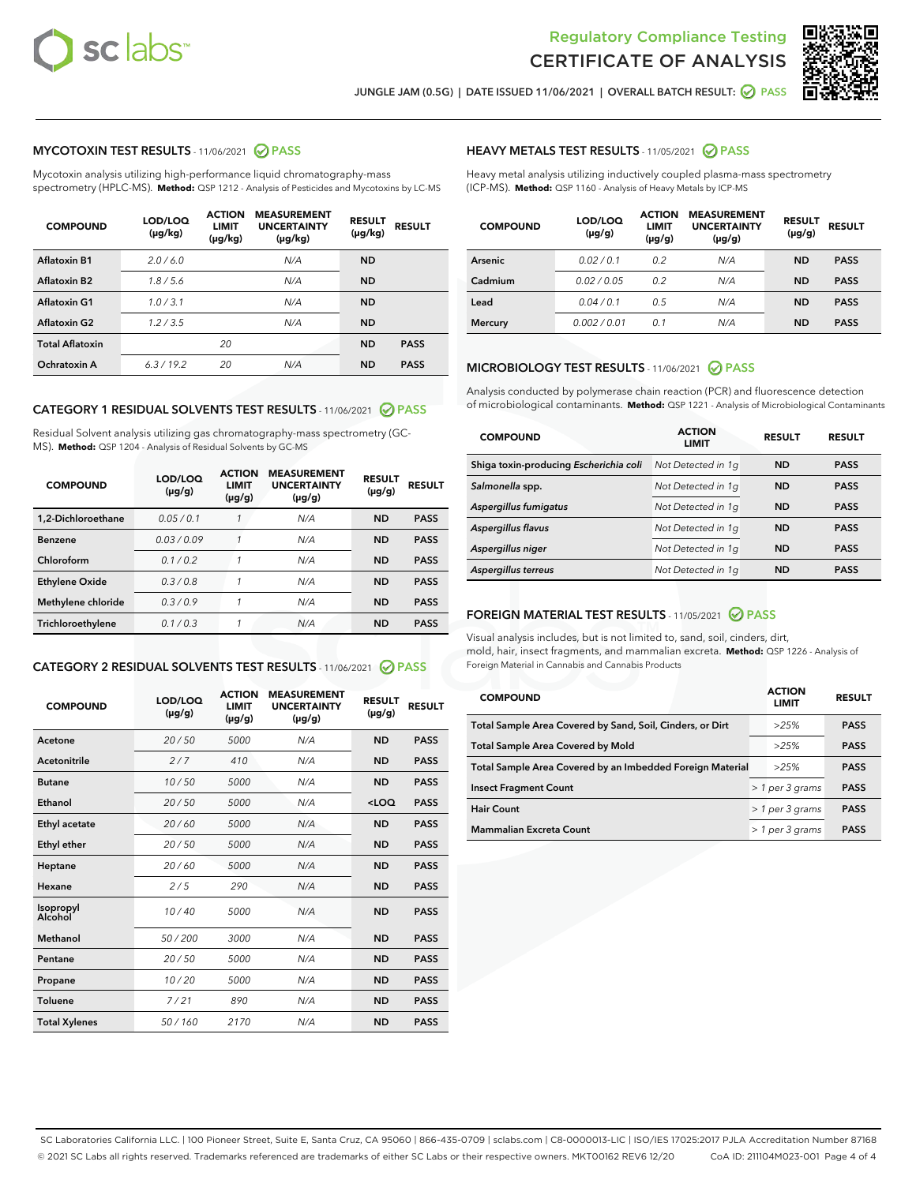Regulatory Compliance Testing

# CERTIFICATE OF ANALYSIS

JUNGLE JAM (0.5G) | DATE ISSUED 11/06/2021 | OVERALL BATCH RESULT: PASS

## MYCOTOXIN TEST RESULTS - 11/06/2021 PASS

Mycotoxin analysis utilizing high-performance liquid chromatography-mass spectrometry (HPLC-MS). **Method:** QSP 1212 - Analysis of Pesticides and Mycotoxins by LC-MS

| COMPOUND | LOD/LOQ (µg/kg) | ACTION LIMIT (µg/kg) | MEASUREMENT UNCERTAINTY (µg/kg) | RESULT (µg/kg) | RESULT |
|---|---|---|---|---|---|
| Aflatoxin B1 | 2.0 / 6.0 | | N/A | ND | |
| Aflatoxin B2 | 1.8 / 5.6 | | N/A | ND | |
| Aflatoxin G1 | 1.0 / 3.1 | | N/A | ND | |
| Aflatoxin G2 | 1.2 / 3.5 | | N/A | ND | |
| Total Aflatoxin | | 20 | | ND | PASS |
| Ochratoxin A | 6.3 / 19.2 | 20 | N/A | ND | PASS |

## CATEGORY 1 RESIDUAL SOLVENTS TEST RESULTS - 11/06/2021 PASS

Residual Solvent analysis utilizing gas chromatography-mass spectrometry (GC-MS). **Method:** QSP 1204 - Analysis of Residual Solvents by GC-MS

| COMPOUND | LOD/LOQ (µg/g) | ACTION LIMIT (µg/g) | MEASUREMENT UNCERTAINTY (µg/g) | RESULT (µg/g) | RESULT |
|---|---|---|---|---|---|
| 1,2-Dichloroethane | 0.05 / 0.1 | 1 | N/A | ND | PASS |
| Benzene | 0.03 / 0.09 | 1 | N/A | ND | PASS |
| Chloroform | 0.1 / 0.2 | 1 | N/A | ND | PASS |
| Ethylene Oxide | 0.3 / 0.8 | 1 | N/A | ND | PASS |
| Methylene chloride | 0.3 / 0.9 | 1 | N/A | ND | PASS |
| Trichloroethylene | 0.1 / 0.3 | 1 | N/A | ND | PASS |

## CATEGORY 2 RESIDUAL SOLVENTS TEST RESULTS - 11/06/2021 PASS

| COMPOUND | LOD/LOQ (µg/g) | ACTION LIMIT (µg/g) | MEASUREMENT UNCERTAINTY (µg/g) | RESULT (µg/g) | RESULT |
|---|---|---|---|---|---|
| Acetone | 20 / 50 | 5000 | N/A | ND | PASS |
| Acetonitrile | 2 / 7 | 410 | N/A | ND | PASS |
| Butane | 10 / 50 | 5000 | N/A | ND | PASS |
| Ethanol | 20 / 50 | 5000 | N/A | <LOQ | PASS |
| Ethyl acetate | 20 / 60 | 5000 | N/A | ND | PASS |
| Ethyl ether | 20 / 50 | 5000 | N/A | ND | PASS |
| Heptane | 20 / 60 | 5000 | N/A | ND | PASS |
| Hexane | 2 / 5 | 290 | N/A | ND | PASS |
| Isopropyl Alcohol | 10 / 40 | 5000 | N/A | ND | PASS |
| Methanol | 50 / 200 | 3000 | N/A | ND | PASS |
| Pentane | 20 / 50 | 5000 | N/A | ND | PASS |
| Propane | 10 / 20 | 5000 | N/A | ND | PASS |
| Toluene | 7 / 21 | 890 | N/A | ND | PASS |
| Total Xylenes | 50 / 160 | 2170 | N/A | ND | PASS |

## HEAVY METALS TEST RESULTS - 11/05/2021 PASS

Heavy metal analysis utilizing inductively coupled plasma-mass spectrometry (ICP-MS). **Method:** QSP 1160 - Analysis of Heavy Metals by ICP-MS

| COMPOUND | LOD/LOQ (µg/g) | ACTION LIMIT (µg/g) | MEASUREMENT UNCERTAINTY (µg/g) | RESULT (µg/g) | RESULT |
|---|---|---|---|---|---|
| Arsenic | 0.02 / 0.1 | 0.2 | N/A | ND | PASS |
| Cadmium | 0.02 / 0.05 | 0.2 | N/A | ND | PASS |
| Lead | 0.04 / 0.1 | 0.5 | N/A | ND | PASS |
| Mercury | 0.002 / 0.01 | 0.1 | N/A | ND | PASS |

## MICROBIOLOGY TEST RESULTS - 11/06/2021 PASS

Analysis conducted by polymerase chain reaction (PCR) and fluorescence detection of microbiological contaminants. **Method:** QSP 1221 - Analysis of Microbiological Contaminants

| COMPOUND | ACTION LIMIT | RESULT | RESULT |
|---|---|---|---|
| Shiga toxin-producing *Escherichia coli* | Not Detected in 1g | ND | PASS |
| *Salmonella* spp. | Not Detected in 1g | ND | PASS |
| *Aspergillus fumigatus* | Not Detected in 1g | ND | PASS |
| *Aspergillus flavus* | Not Detected in 1g | ND | PASS |
| *Aspergillus niger* | Not Detected in 1g | ND | PASS |
| *Aspergillus terreus* | Not Detected in 1g | ND | PASS |

## FOREIGN MATERIAL TEST RESULTS - 11/05/2021 PASS

Visual analysis includes, but is not limited to, sand, soil, cinders, dirt, mold, hair, insect fragments, and mammalian excreta. **Method:** QSP 1226 - Analysis of Foreign Material in Cannabis and Cannabis Products

| COMPOUND | ACTION LIMIT | RESULT |
|---|---|---|
| Total Sample Area Covered by Sand, Soil, Cinders, or Dirt | >25% | PASS |
| Total Sample Area Covered by Mold | >25% | PASS |
| Total Sample Area Covered by an Imbedded Foreign Material | >25% | PASS |
| Insect Fragment Count | > 1 per 3 grams | PASS |
| Hair Count | > 1 per 3 grams | PASS |
| Mammalian Excreta Count | > 1 per 3 grams | PASS |

SC Laboratories California LLC. | 100 Pioneer Street, Suite E, Santa Cruz, CA 95060 | 866-435-0709 | sclabs.com | C8-0000013-LIC | ISO/IES 17025:2017 PJLA Accreditation Number 87168
© 2021 SC Labs all rights reserved. Trademarks referenced are trademarks of either SC Labs or their respective owners. MKT00162 REV6 12/20 CoA ID: 211104M023-001